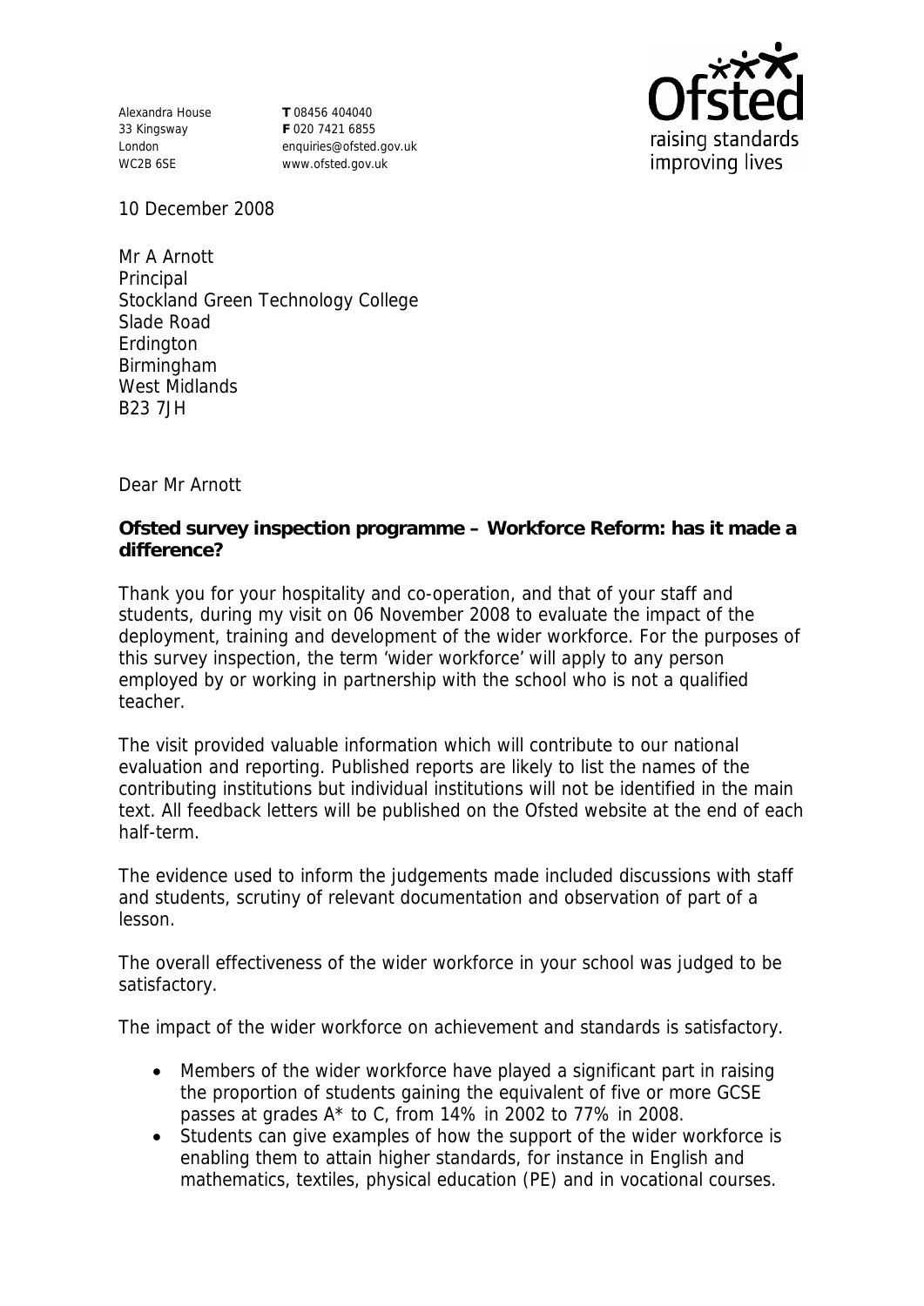Alexandra House
33 Kingsway
London
WC2B 6SE

**T** 08456 404040
**F** 020 7421 6855
enquiries@ofsted.gov.uk
www.ofsted.gov.uk

10 December 2008

Mr A Arnott
Principal
Stockland Green Technology College
Slade Road
Erdington
Birmingham
West Midlands
B23 7JH

Dear Mr Arnott

**Ofsted survey inspection programme – Workforce Reform: has it made a difference?**

Thank you for your hospitality and co-operation, and that of your staff and students, during my visit on 06 November 2008 to evaluate the impact of the deployment, training and development of the wider workforce. For the purposes of this survey inspection, the term 'wider workforce' will apply to any person employed by or working in partnership with the school who is not a qualified teacher.

The visit provided valuable information which will contribute to our national evaluation and reporting. Published reports are likely to list the names of the contributing institutions but individual institutions will not be identified in the main text. All feedback letters will be published on the Ofsted website at the end of each half-term.

The evidence used to inform the judgements made included discussions with staff and students, scrutiny of relevant documentation and observation of part of a lesson.

The overall effectiveness of the wider workforce in your school was judged to be satisfactory.

The impact of the wider workforce on achievement and standards is satisfactory.

- Members of the wider workforce have played a significant part in raising the proportion of students gaining the equivalent of five or more GCSE passes at grades A* to C, from 14% in 2002 to 77% in 2008.
- Students can give examples of how the support of the wider workforce is enabling them to attain higher standards, for instance in English and mathematics, textiles, physical education (PE) and in vocational courses.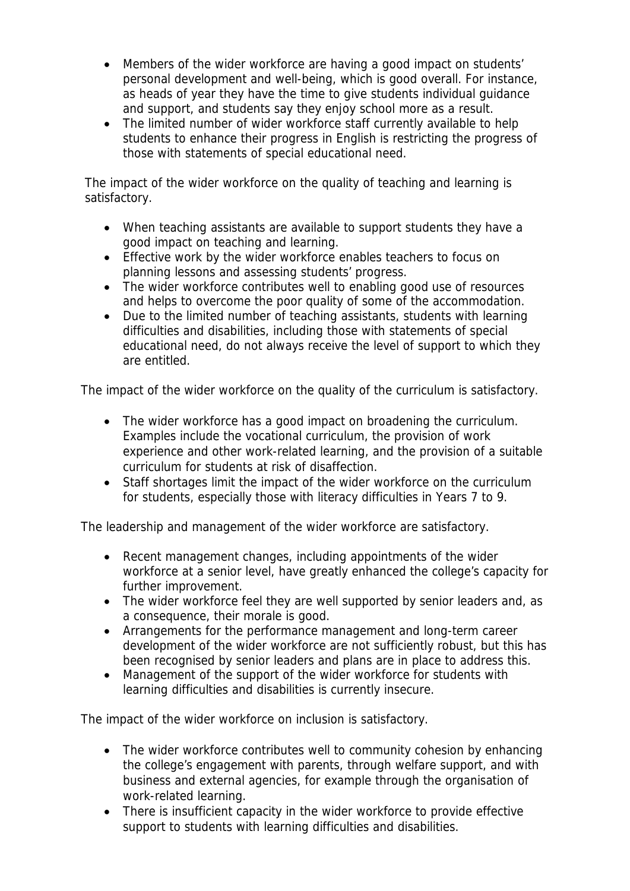- Members of the wider workforce are having a good impact on students' personal development and well-being, which is good overall. For instance, as heads of year they have the time to give students individual guidance and support, and students say they enjoy school more as a result.
- The limited number of wider workforce staff currently available to help students to enhance their progress in English is restricting the progress of those with statements of special educational need.

The impact of the wider workforce on the quality of teaching and learning is satisfactory.

- When teaching assistants are available to support students they have a good impact on teaching and learning.
- Effective work by the wider workforce enables teachers to focus on planning lessons and assessing students' progress.
- The wider workforce contributes well to enabling good use of resources and helps to overcome the poor quality of some of the accommodation.
- Due to the limited number of teaching assistants, students with learning difficulties and disabilities, including those with statements of special educational need, do not always receive the level of support to which they are entitled.

The impact of the wider workforce on the quality of the curriculum is satisfactory.

- The wider workforce has a good impact on broadening the curriculum. Examples include the vocational curriculum, the provision of work experience and other work-related learning, and the provision of a suitable curriculum for students at risk of disaffection.
- Staff shortages limit the impact of the wider workforce on the curriculum for students, especially those with literacy difficulties in Years 7 to 9.

The leadership and management of the wider workforce are satisfactory.

- Recent management changes, including appointments of the wider workforce at a senior level, have greatly enhanced the college's capacity for further improvement.
- The wider workforce feel they are well supported by senior leaders and, as a consequence, their morale is good.
- Arrangements for the performance management and long-term career development of the wider workforce are not sufficiently robust, but this has been recognised by senior leaders and plans are in place to address this.
- Management of the support of the wider workforce for students with learning difficulties and disabilities is currently insecure.

The impact of the wider workforce on inclusion is satisfactory.

- The wider workforce contributes well to community cohesion by enhancing the college's engagement with parents, through welfare support, and with business and external agencies, for example through the organisation of work-related learning.
- There is insufficient capacity in the wider workforce to provide effective support to students with learning difficulties and disabilities.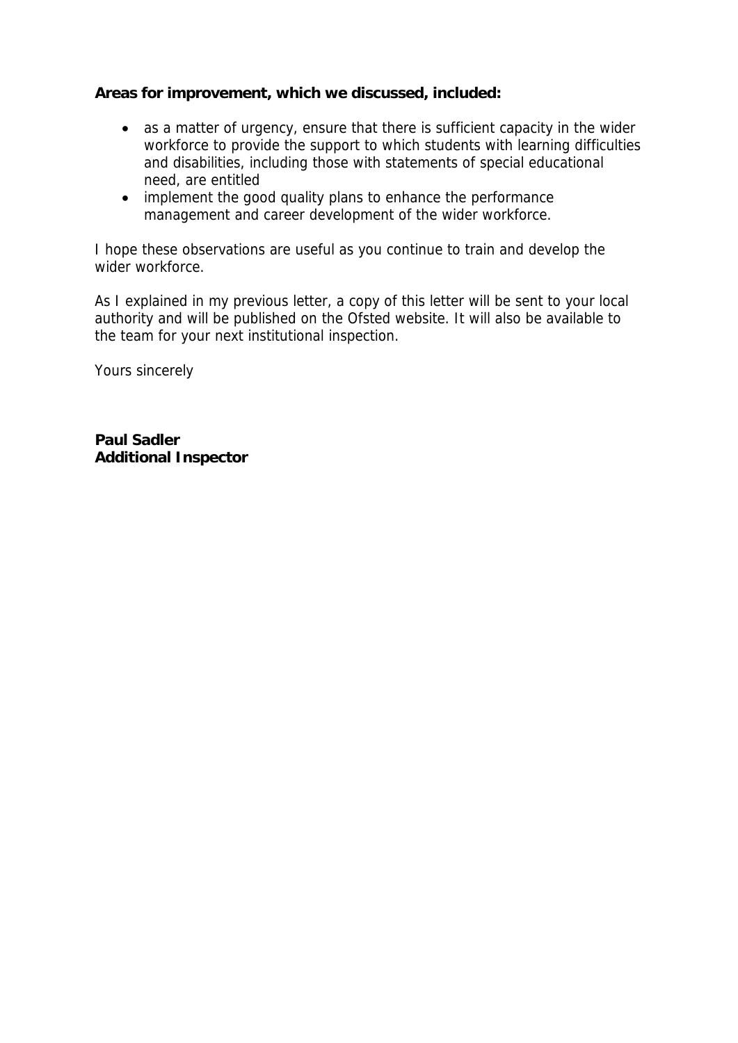**Areas for improvement, which we discussed, included:**

- as a matter of urgency, ensure that there is sufficient capacity in the wider workforce to provide the support to which students with learning difficulties and disabilities, including those with statements of special educational need, are entitled
- implement the good quality plans to enhance the performance management and career development of the wider workforce.

I hope these observations are useful as you continue to train and develop the wider workforce.

As I explained in my previous letter, a copy of this letter will be sent to your local authority and will be published on the Ofsted website. It will also be available to the team for your next institutional inspection.

Yours sincerely

**Paul Sadler**
**Additional Inspector**